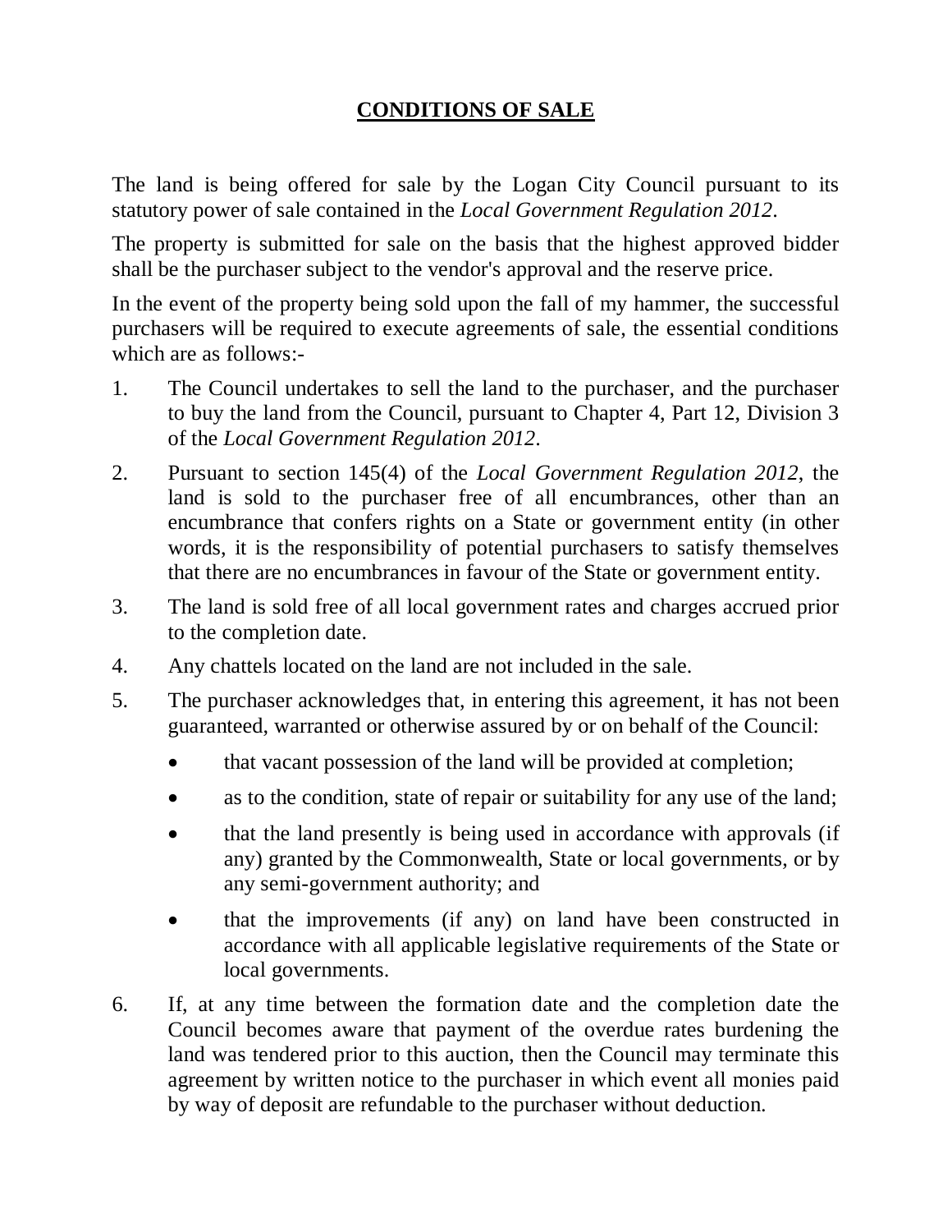# **CONDITIONS OF SALE**

The land is being offered for sale by the Logan City Council pursuant to its statutory power of sale contained in the *Local Government Regulation 2012*.

The property is submitted for sale on the basis that the highest approved bidder shall be the purchaser subject to the vendor's approval and the reserve price.

In the event of the property being sold upon the fall of my hammer, the successful purchasers will be required to execute agreements of sale, the essential conditions which are as follows:-

1. The Council undertakes to sell the land to the purchaser, and the purchaser to buy the land from the Council, pursuant to Chapter 4, Part 12, Division 3 of the *Local Government Regulation 2012*.

2. Pursuant to section 145(4) of the *Local Government Regulation 2012*, the land is sold to the purchaser free of all encumbrances, other than an encumbrance that confers rights on a State or government entity (in other words, it is the responsibility of potential purchasers to satisfy themselves that there are no encumbrances in favour of the State or government entity.

3. The land is sold free of all local government rates and charges accrued prior to the completion date.

4. Any chattels located on the land are not included in the sale.

5. The purchaser acknowledges that, in entering this agreement, it has not been guaranteed, warranted or otherwise assured by or on behalf of the Council:

   - that vacant possession of the land will be provided at completion;
   - as to the condition, state of repair or suitability for any use of the land;
   - that the land presently is being used in accordance with approvals (if any) granted by the Commonwealth, State or local governments, or by any semi-government authority; and
   - that the improvements (if any) on land have been constructed in accordance with all applicable legislative requirements of the State or local governments.

6. If, at any time between the formation date and the completion date the Council becomes aware that payment of the overdue rates burdening the land was tendered prior to this auction, then the Council may terminate this agreement by written notice to the purchaser in which event all monies paid by way of deposit are refundable to the purchaser without deduction.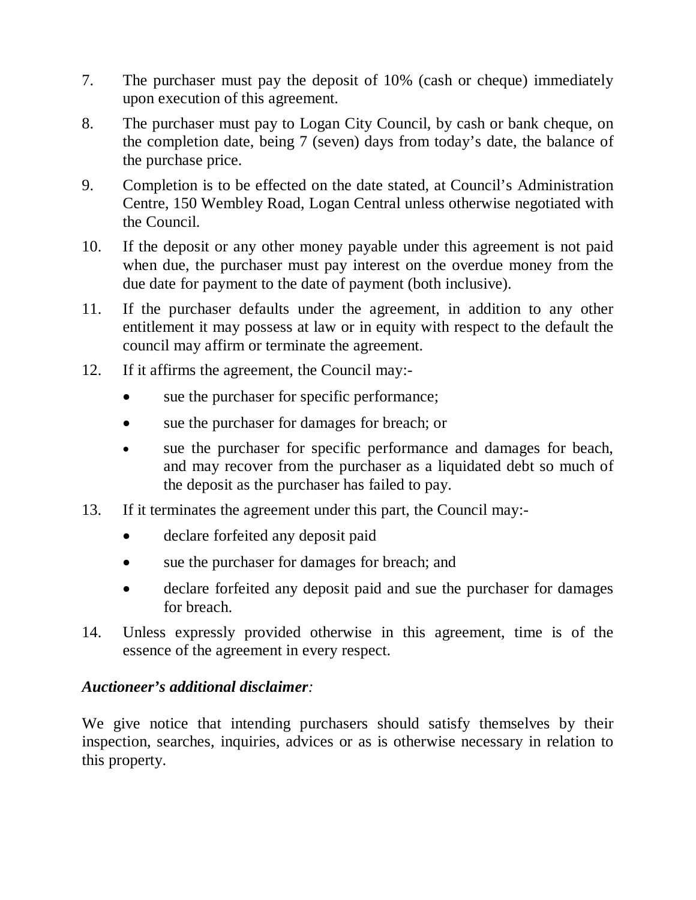7. The purchaser must pay the deposit of 10% (cash or cheque) immediately upon execution of this agreement.

8. The purchaser must pay to Logan City Council, by cash or bank cheque, on the completion date, being 7 (seven) days from today's date, the balance of the purchase price.

9. Completion is to be effected on the date stated, at Council's Administration Centre, 150 Wembley Road, Logan Central unless otherwise negotiated with the Council.

10. If the deposit or any other money payable under this agreement is not paid when due, the purchaser must pay interest on the overdue money from the due date for payment to the date of payment (both inclusive).

11. If the purchaser defaults under the agreement, in addition to any other entitlement it may possess at law or in equity with respect to the default the council may affirm or terminate the agreement.

12. If it affirms the agreement, the Council may:-

    - sue the purchaser for specific performance;
    - sue the purchaser for damages for breach; or
    - sue the purchaser for specific performance and damages for beach, and may recover from the purchaser as a liquidated debt so much of the deposit as the purchaser has failed to pay.

13. If it terminates the agreement under this part, the Council may:-

    - declare forfeited any deposit paid
    - sue the purchaser for damages for breach; and
    - declare forfeited any deposit paid and sue the purchaser for damages for breach.

14. Unless expressly provided otherwise in this agreement, time is of the essence of the agreement in every respect.

***Auctioneer's additional disclaimer**:*

We give notice that intending purchasers should satisfy themselves by their inspection, searches, inquiries, advices or as is otherwise necessary in relation to this property.